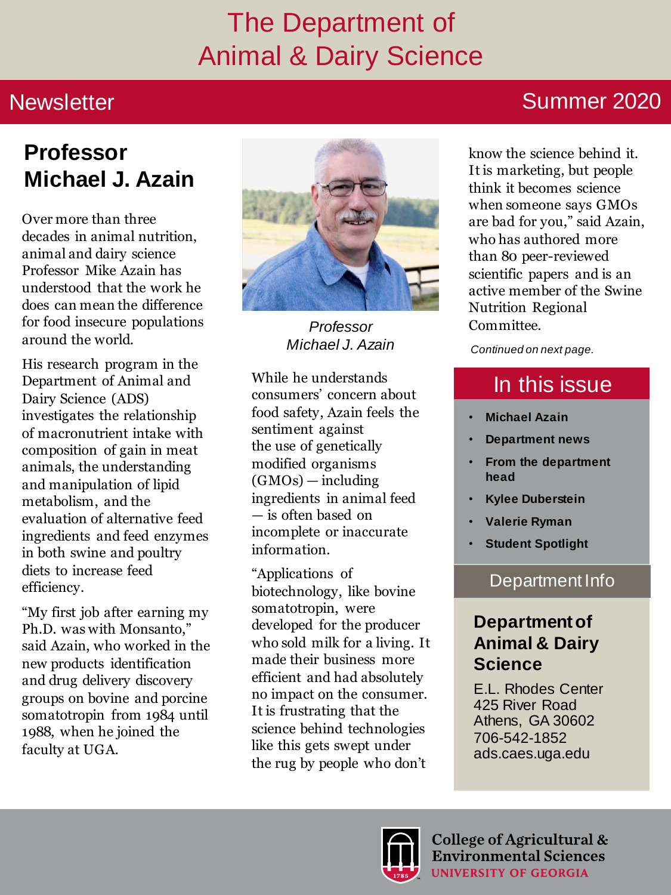# The Department of Animal & Dairy Science

**Newsletter** — **Summer 2020**

## Professor Michael J. Azain

Over more than three decades in animal nutrition, animal and dairy science Professor Mike Azain has understood that the work he does can mean the difference for food insecure populations around the world.

His research program in the Department of Animal and Dairy Science (ADS) investigates the relationship of macronutrient intake with composition of gain in meat animals, the understanding and manipulation of lipid metabolism, and the evaluation of alternative feed ingredients and feed enzymes in both swine and poultry diets to increase feed efficiency.

"My first job after earning my Ph.D. was with Monsanto," said Azain, who worked in the new products identification and drug delivery discovery groups on bovine and porcine somatotropin from 1984 until 1988, when he joined the faculty at UGA.

*Professor Michael J. Azain*

While he understands consumers' concern about food safety, Azain feels the sentiment against the use of genetically modified organisms (GMOs) — including ingredients in animal feed — is often based on incomplete or inaccurate information.

"Applications of biotechnology, like bovine somatotropin, were developed for the producer who sold milk for a living. It made their business more efficient and had absolutely no impact on the consumer. It is frustrating that the science behind technologies like this gets swept under the rug by people who don't know the science behind it. It is marketing, but people think it becomes science when someone says GMOs are bad for you," said Azain, who has authored more than 80 peer-reviewed scientific papers and is an active member of the Swine Nutrition Regional Committee.

*Continued on next page.*

### In this issue

- **Michael Azain**
- **Department news**
- **From the department head**
- **Kylee Duberstein**
- **Valerie Ryman**
- **Student Spotlight**

### Department Info

**Department of Animal & Dairy Science**

E.L. Rhodes Center
425 River Road
Athens, GA 30602
706-542-1852
ads.caes.uga.edu

College of Agricultural & Environmental Sciences
UNIVERSITY OF GEORGIA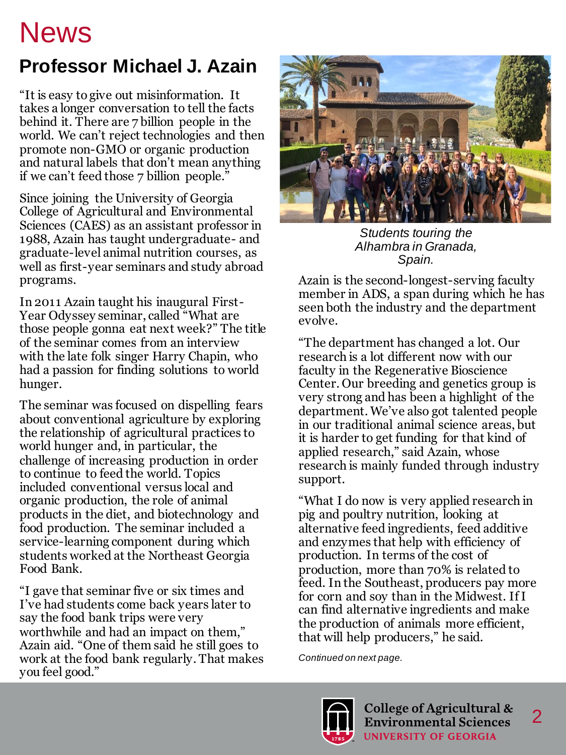# News

## Professor Michael J. Azain

"It is easy to give out misinformation. It takes a longer conversation to tell the facts behind it. There are 7 billion people in the world. We can't reject technologies and then promote non-GMO or organic production and natural labels that don't mean anything if we can't feed those 7 billion people."

Since joining the University of Georgia College of Agricultural and Environmental Sciences (CAES) as an assistant professor in 1988, Azain has taught undergraduate- and graduate-level animal nutrition courses, as well as first-year seminars and study abroad programs.

In 2011 Azain taught his inaugural First-Year Odyssey seminar, called "What are those people gonna eat next week?" The title of the seminar comes from an interview with the late folk singer Harry Chapin, who had a passion for finding solutions to world hunger.

The seminar was focused on dispelling fears about conventional agriculture by exploring the relationship of agricultural practices to world hunger and, in particular, the challenge of increasing production in order to continue to feed the world. Topics included conventional versus local and organic production, the role of animal products in the diet, and biotechnology and food production. The seminar included a service-learning component during which students worked at the Northeast Georgia Food Bank.

"I gave that seminar five or six times and I've had students come back years later to say the food bank trips were very worthwhile and had an impact on them," Azain aid. "One of them said he still goes to work at the food bank regularly. That makes you feel good."

*Students touring the Alhambra in Granada, Spain.*

Azain is the second-longest-serving faculty member in ADS, a span during which he has seen both the industry and the department evolve.

"The department has changed a lot. Our research is a lot different now with our faculty in the Regenerative Bioscience Center. Our breeding and genetics group is very strong and has been a highlight of the department. We've also got talented people in our traditional animal science areas, but it is harder to get funding for that kind of applied research," said Azain, whose research is mainly funded through industry support.

"What I do now is very applied research in pig and poultry nutrition, looking at alternative feed ingredients, feed additive and enzymes that help with efficiency of production. In terms of the cost of production, more than 70% is related to feed. In the Southeast, producers pay more for corn and soy than in the Midwest. If I can find alternative ingredients and make the production of animals more efficient, that will help producers," he said.

*Continued on next page.*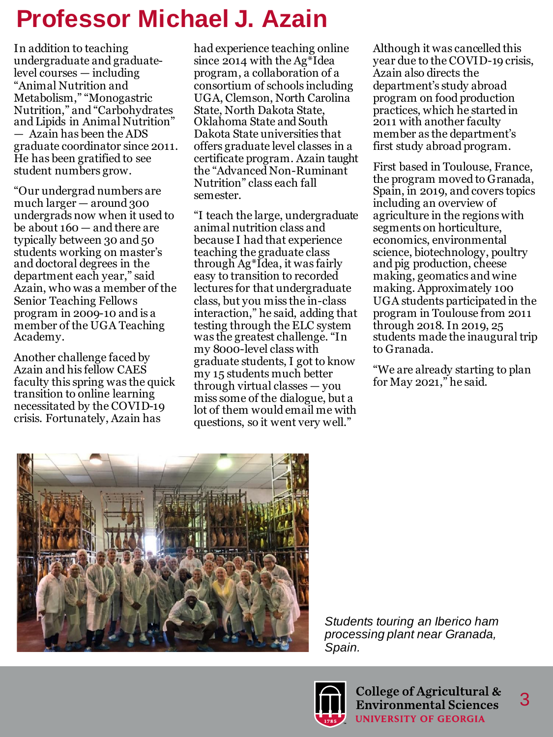# Professor Michael J. Azain

In addition to teaching undergraduate and graduate-level courses — including "Animal Nutrition and Metabolism," "Monogastric Nutrition," and "Carbohydrates and Lipids in Animal Nutrition" — Azain has been the ADS graduate coordinator since 2011. He has been gratified to see student numbers grow.

"Our undergrad numbers are much larger — around 300 undergrads now when it used to be about 160 — and there are typically between 30 and 50 students working on master's and doctoral degrees in the department each year," said Azain, who was a member of the Senior Teaching Fellows program in 2009-10 and is a member of the UGA Teaching Academy.

Another challenge faced by Azain and his fellow CAES faculty this spring was the quick transition to online learning necessitated by the COVID-19 crisis. Fortunately, Azain has had experience teaching online since 2014 with the Ag*Idea program, a collaboration of a consortium of schools including UGA, Clemson, North Carolina State, North Dakota State, Oklahoma State and South Dakota State universities that offers graduate level classes in a certificate program. Azain taught the "Advanced Non-Ruminant Nutrition" class each fall semester.

"I teach the large, undergraduate animal nutrition class and because I had that experience teaching the graduate class through Ag*Idea, it was fairly easy to transition to recorded lectures for that undergraduate class, but you miss the in-class interaction," he said, adding that testing through the ELC system was the greatest challenge. "In my 8000-level class with graduate students, I got to know my 15 students much better through virtual classes — you miss some of the dialogue, but a lot of them would email me with questions, so it went very well."

Although it was cancelled this year due to the COVID-19 crisis, Azain also directs the department's study abroad program on food production practices, which he started in 2011 with another faculty member as the department's first study abroad program.

First based in Toulouse, France, the program moved to Granada, Spain, in 2019, and covers topics including an overview of agriculture in the regions with segments on horticulture, economics, environmental science, biotechnology, poultry and pig production, cheese making, geomatics and wine making. Approximately 100 UGA students participated in the program in Toulouse from 2011 through 2018. In 2019, 25 students made the inaugural trip to Granada.

"We are already starting to plan for May 2021," he said.

*Students touring an Iberico ham processing plant near Granada, Spain.*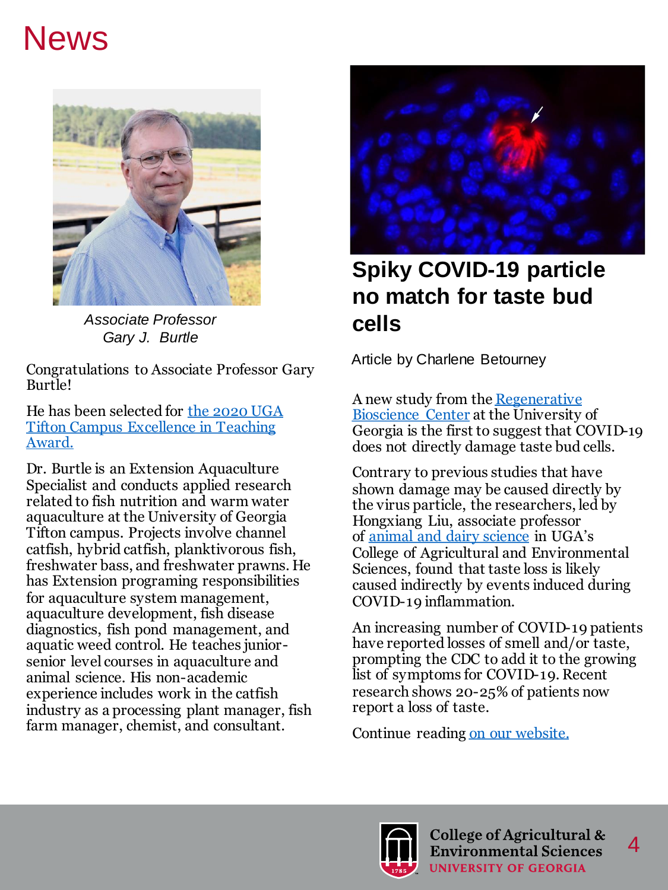# News

*Associate Professor Gary J. Burtle*

Congratulations to Associate Professor Gary Burtle!

He has been selected for the 2020 UGA Tifton Campus Excellence in Teaching Award.

Dr. Burtle is an Extension Aquaculture Specialist and conducts applied research related to fish nutrition and warm water aquaculture at the University of Georgia Tifton campus. Projects involve channel catfish, hybrid catfish, planktivorous fish, freshwater bass, and freshwater prawns. He has Extension programing responsibilities for aquaculture system management, aquaculture development, fish disease diagnostics, fish pond management, and aquatic weed control. He teaches junior-senior level courses in aquaculture and animal science. His non-academic experience includes work in the catfish industry as a processing plant manager, fish farm manager, chemist, and consultant.

## Spiky COVID-19 particle no match for taste bud cells

Article by Charlene Betourney

A new study from the Regenerative Bioscience Center at the University of Georgia is the first to suggest that COVID-19 does not directly damage taste bud cells.

Contrary to previous studies that have shown damage may be caused directly by the virus particle, the researchers, led by Hongxiang Liu, associate professor of animal and dairy science in UGA's College of Agricultural and Environmental Sciences, found that taste loss is likely caused indirectly by events induced during COVID-19 inflammation.

An increasing number of COVID-19 patients have reported losses of smell and/or taste, prompting the CDC to add it to the growing list of symptoms for COVID-19. Recent research shows 20-25% of patients now report a loss of taste.

Continue reading on our website.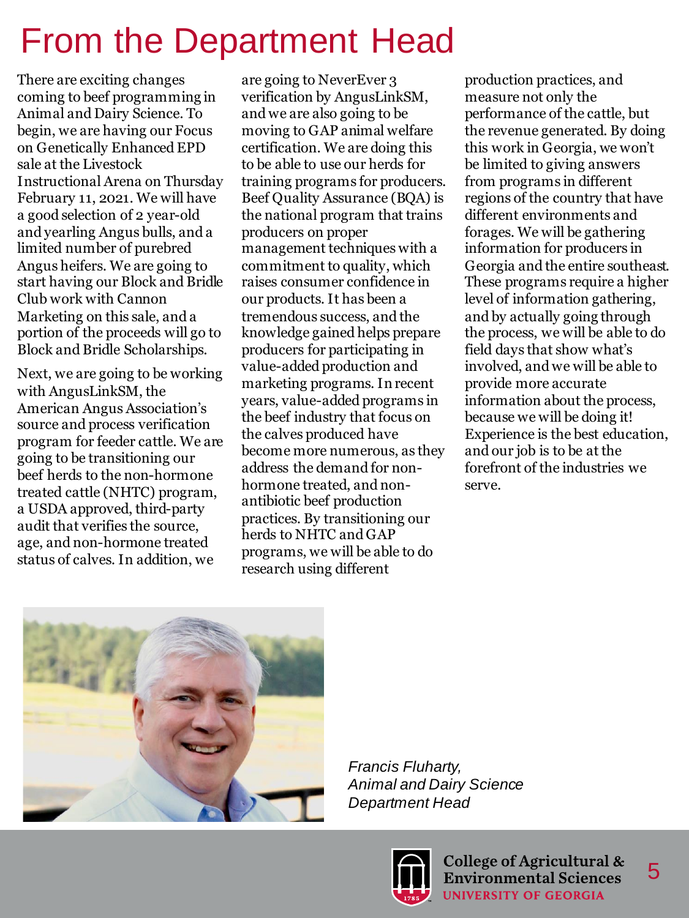# From the Department Head

There are exciting changes coming to beef programming in Animal and Dairy Science. To begin, we are having our Focus on Genetically Enhanced EPD sale at the Livestock Instructional Arena on Thursday February 11, 2021. We will have a good selection of 2 year-old and yearling Angus bulls, and a limited number of purebred Angus heifers. We are going to start having our Block and Bridle Club work with Cannon Marketing on this sale, and a portion of the proceeds will go to Block and Bridle Scholarships.

Next, we are going to be working with AngusLinkSM, the American Angus Association's source and process verification program for feeder cattle. We are going to be transitioning our beef herds to the non-hormone treated cattle (NHTC) program, a USDA approved, third-party audit that verifies the source, age, and non-hormone treated status of calves. In addition, we are going to NeverEver 3 verification by AngusLinkSM, and we are also going to be moving to GAP animal welfare certification. We are doing this to be able to use our herds for training programs for producers. Beef Quality Assurance (BQA) is the national program that trains producers on proper management techniques with a commitment to quality, which raises consumer confidence in our products. It has been a tremendous success, and the knowledge gained helps prepare producers for participating in value-added production and marketing programs. In recent years, value-added programs in the beef industry that focus on the calves produced have become more numerous, as they address the demand for non-hormone treated, and non-antibiotic beef production practices. By transitioning our herds to NHTC and GAP programs, we will be able to do research using different production practices, and measure not only the performance of the cattle, but the revenue generated. By doing this work in Georgia, we won't be limited to giving answers from programs in different regions of the country that have different environments and forages. We will be gathering information for producers in Georgia and the entire southeast. These programs require a higher level of information gathering, and by actually going through the process, we will be able to do field days that show what's involved, and we will be able to provide more accurate information about the process, because we will be doing it! Experience is the best education, and our job is to be at the forefront of the industries we serve.

*Francis Fluharty,*
*Animal and Dairy Science*
*Department Head*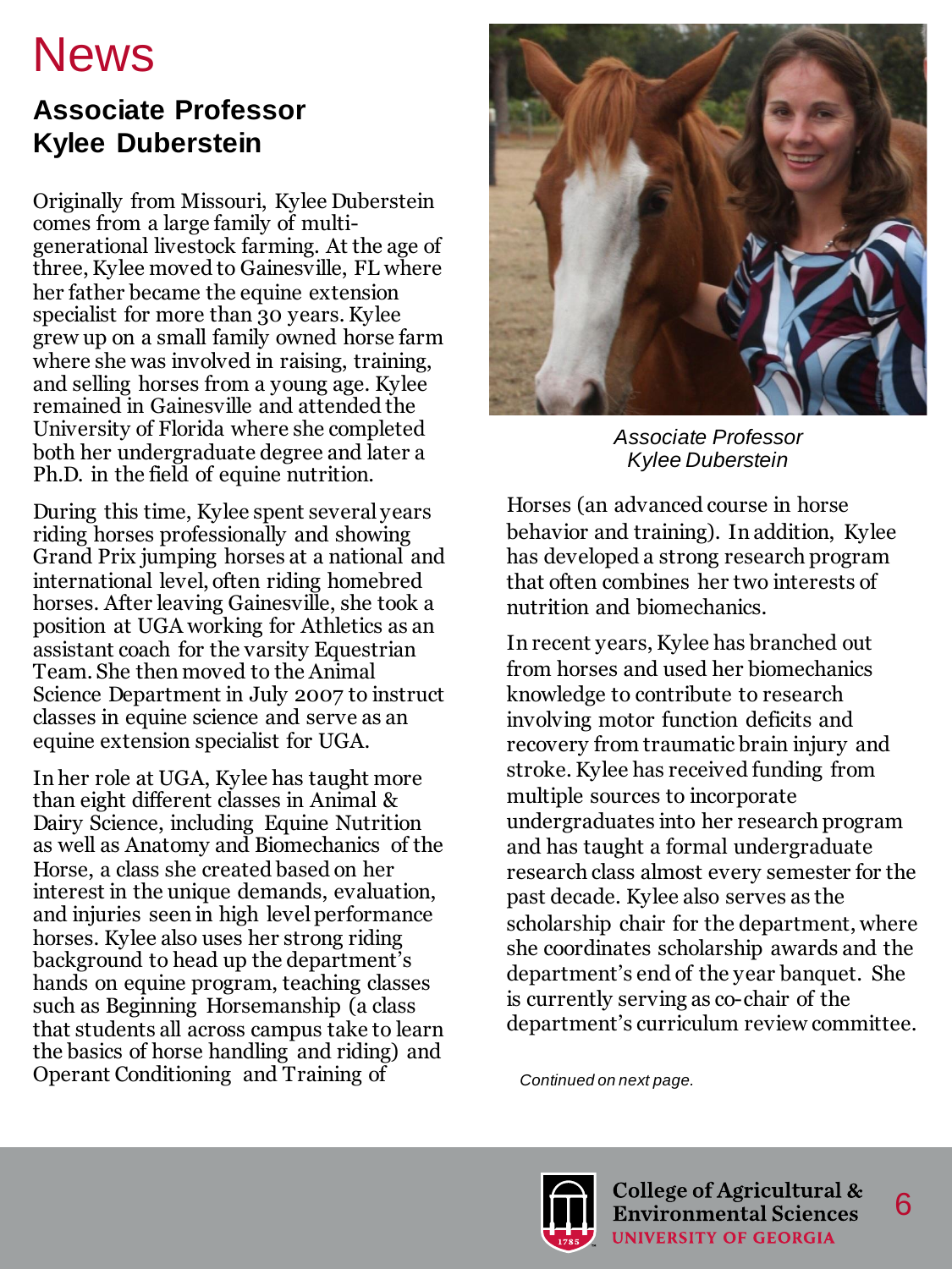# News

## Associate Professor Kylee Duberstein

Originally from Missouri, Kylee Duberstein comes from a large family of multi-generational livestock farming. At the age of three, Kylee moved to Gainesville, FL where her father became the equine extension specialist for more than 30 years. Kylee grew up on a small family owned horse farm where she was involved in raising, training, and selling horses from a young age. Kylee remained in Gainesville and attended the University of Florida where she completed both her undergraduate degree and later a Ph.D. in the field of equine nutrition.

During this time, Kylee spent several years riding horses professionally and showing Grand Prix jumping horses at a national and international level, often riding homebred horses. After leaving Gainesville, she took a position at UGA working for Athletics as an assistant coach for the varsity Equestrian Team. She then moved to the Animal Science Department in July 2007 to instruct classes in equine science and serve as an equine extension specialist for UGA.

In her role at UGA, Kylee has taught more than eight different classes in Animal & Dairy Science, including Equine Nutrition as well as Anatomy and Biomechanics of the Horse, a class she created based on her interest in the unique demands, evaluation, and injuries seen in high level performance horses. Kylee also uses her strong riding background to head up the department's hands on equine program, teaching classes such as Beginning Horsemanship (a class that students all across campus take to learn the basics of horse handling and riding) and Operant Conditioning and Training of Horses (an advanced course in horse behavior and training). In addition, Kylee has developed a strong research program that often combines her two interests of nutrition and biomechanics.

*Associate Professor Kylee Duberstein*

In recent years, Kylee has branched out from horses and used her biomechanics knowledge to contribute to research involving motor function deficits and recovery from traumatic brain injury and stroke. Kylee has received funding from multiple sources to incorporate undergraduates into her research program and has taught a formal undergraduate research class almost every semester for the past decade. Kylee also serves as the scholarship chair for the department, where she coordinates scholarship awards and the department's end of the year banquet. She is currently serving as co-chair of the department's curriculum review committee.

*Continued on next page.*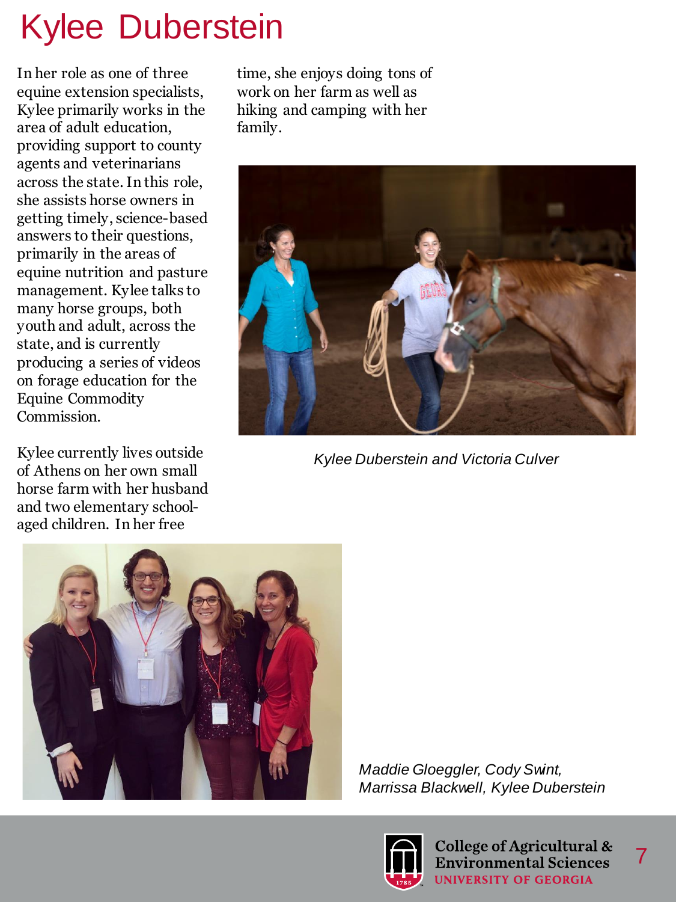# Kylee Duberstein

In her role as one of three equine extension specialists, Kylee primarily works in the area of adult education, providing support to county agents and veterinarians across the state. In this role, she assists horse owners in getting timely, science-based answers to their questions, primarily in the areas of equine nutrition and pasture management. Kylee talks to many horse groups, both youth and adult, across the state, and is currently producing a series of videos on forage education for the Equine Commodity Commission.

Kylee currently lives outside of Athens on her own small horse farm with her husband and two elementary school-aged children. In her free time, she enjoys doing tons of work on her farm as well as hiking and camping with her family.

*Kylee Duberstein and Victoria Culver*

*Maddie Gloeggler, Cody Swint, Marrissa Blackwell, Kylee Duberstein*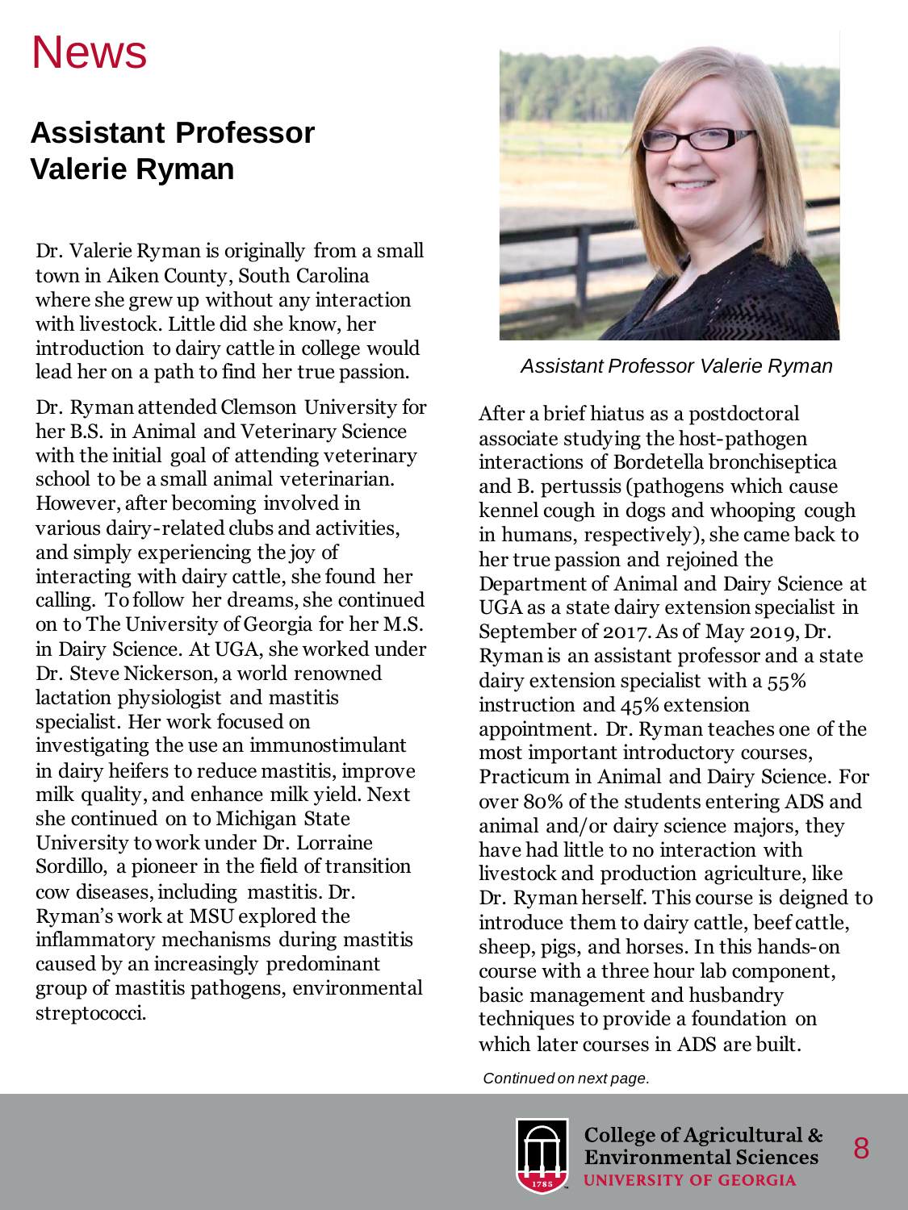# News

## Assistant Professor Valerie Ryman

Dr. Valerie Ryman is originally from a small town in Aiken County, South Carolina where she grew up without any interaction with livestock. Little did she know, her introduction to dairy cattle in college would lead her on a path to find her true passion.

Dr. Ryman attended Clemson University for her B.S. in Animal and Veterinary Science with the initial goal of attending veterinary school to be a small animal veterinarian. However, after becoming involved in various dairy-related clubs and activities, and simply experiencing the joy of interacting with dairy cattle, she found her calling. To follow her dreams, she continued on to The University of Georgia for her M.S. in Dairy Science. At UGA, she worked under Dr. Steve Nickerson, a world renowned lactation physiologist and mastitis specialist. Her work focused on investigating the use an immunostimulant in dairy heifers to reduce mastitis, improve milk quality, and enhance milk yield. Next she continued on to Michigan State University to work under Dr. Lorraine Sordillo, a pioneer in the field of transition cow diseases, including mastitis. Dr. Ryman's work at MSU explored the inflammatory mechanisms during mastitis caused by an increasingly predominant group of mastitis pathogens, environmental streptococci.

*Assistant Professor Valerie Ryman*

After a brief hiatus as a postdoctoral associate studying the host-pathogen interactions of Bordetella bronchiseptica and B. pertussis (pathogens which cause kennel cough in dogs and whooping cough in humans, respectively), she came back to her true passion and rejoined the Department of Animal and Dairy Science at UGA as a state dairy extension specialist in September of 2017. As of May 2019, Dr. Ryman is an assistant professor and a state dairy extension specialist with a 55% instruction and 45% extension appointment. Dr. Ryman teaches one of the most important introductory courses, Practicum in Animal and Dairy Science. For over 80% of the students entering ADS and animal and/or dairy science majors, they have had little to no interaction with livestock and production agriculture, like Dr. Ryman herself. This course is deigned to introduce them to dairy cattle, beef cattle, sheep, pigs, and horses. In this hands-on course with a three hour lab component, basic management and husbandry techniques to provide a foundation on which later courses in ADS are built.

*Continued on next page.*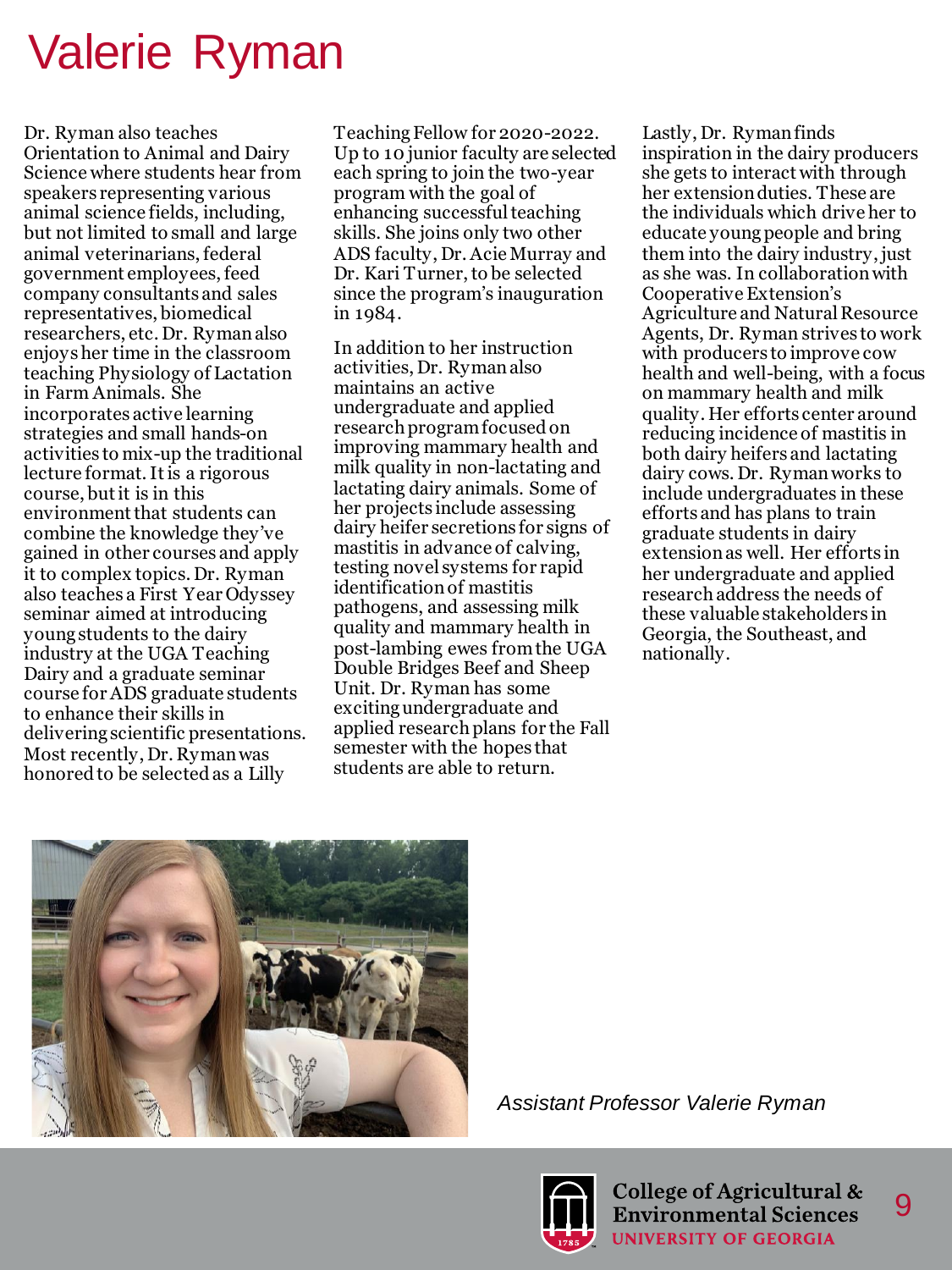# Valerie Ryman

Dr. Ryman also teaches Orientation to Animal and Dairy Science where students hear from speakers representing various animal science fields, including, but not limited to small and large animal veterinarians, federal government employees, feed company consultants and sales representatives, biomedical researchers, etc. Dr. Ryman also enjoys her time in the classroom teaching Physiology of Lactation in Farm Animals. She incorporates active learning strategies and small hands-on activities to mix-up the traditional lecture format. It is a rigorous course, but it is in this environment that students can combine the knowledge they've gained in other courses and apply it to complex topics. Dr. Ryman also teaches a First Year Odyssey seminar aimed at introducing young students to the dairy industry at the UGA Teaching Dairy and a graduate seminar course for ADS graduate students to enhance their skills in delivering scientific presentations. Most recently, Dr. Ryman was honored to be selected as a Lilly Teaching Fellow for 2020-2022. Up to 10 junior faculty are selected each spring to join the two-year program with the goal of enhancing successful teaching skills. She joins only two other ADS faculty, Dr. Acie Murray and Dr. Kari Turner, to be selected since the program's inauguration in 1984.

In addition to her instruction activities, Dr. Ryman also maintains an active undergraduate and applied research program focused on improving mammary health and milk quality in non-lactating and lactating dairy animals. Some of her projects include assessing dairy heifer secretions for signs of mastitis in advance of calving, testing novel systems for rapid identification of mastitis pathogens, and assessing milk quality and mammary health in post-lambing ewes from the UGA Double Bridges Beef and Sheep Unit. Dr. Ryman has some exciting undergraduate and applied research plans for the Fall semester with the hopes that students are able to return.

Lastly, Dr. Ryman finds inspiration in the dairy producers she gets to interact with through her extension duties. These are the individuals which drive her to educate young people and bring them into the dairy industry, just as she was. In collaboration with Cooperative Extension's Agriculture and Natural Resource Agents, Dr. Ryman strives to work with producers to improve cow health and well-being, with a focus on mammary health and milk quality. Her efforts center around reducing incidence of mastitis in both dairy heifers and lactating dairy cows. Dr. Ryman works to include undergraduates in these efforts and has plans to train graduate students in dairy extension as well. Her efforts in her undergraduate and applied research address the needs of these valuable stakeholders in Georgia, the Southeast, and nationally.

*Assistant Professor Valerie Ryman*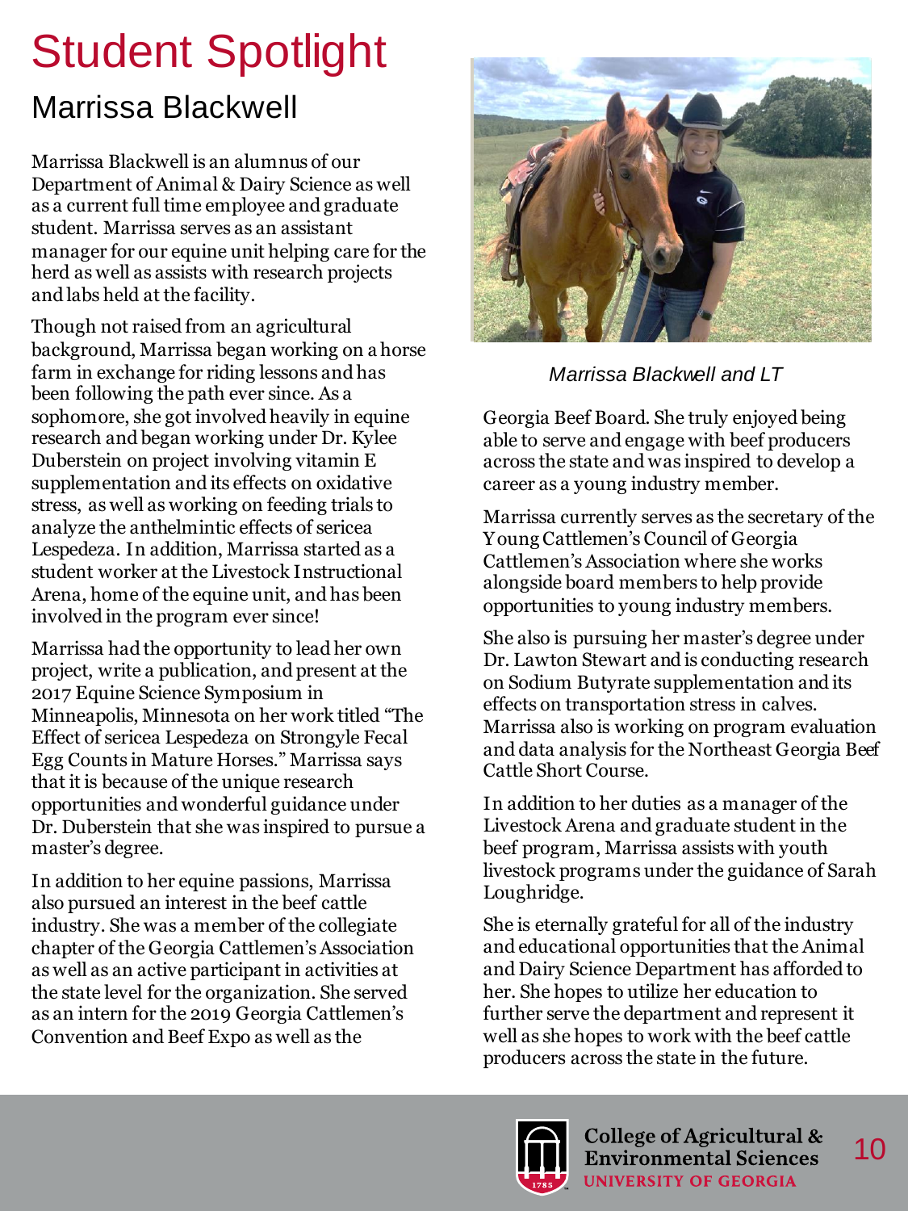# Student Spotlight

## Marrissa Blackwell

Marrissa Blackwell is an alumnus of our Department of Animal & Dairy Science as well as a current full time employee and graduate student. Marrissa serves as an assistant manager for our equine unit helping care for the herd as well as assists with research projects and labs held at the facility.

Though not raised from an agricultural background, Marrissa began working on a horse farm in exchange for riding lessons and has been following the path ever since. As a sophomore, she got involved heavily in equine research and began working under Dr. Kylee Duberstein on project involving vitamin E supplementation and its effects on oxidative stress, as well as working on feeding trials to analyze the anthelmintic effects of sericea Lespedeza. In addition, Marrissa started as a student worker at the Livestock Instructional Arena, home of the equine unit, and has been involved in the program ever since!

Marrissa had the opportunity to lead her own project, write a publication, and present at the 2017 Equine Science Symposium in Minneapolis, Minnesota on her work titled "The Effect of sericea Lespedeza on Strongyle Fecal Egg Counts in Mature Horses." Marrissa says that it is because of the unique research opportunities and wonderful guidance under Dr. Duberstein that she was inspired to pursue a master's degree.

In addition to her equine passions, Marrissa also pursued an interest in the beef cattle industry. She was a member of the collegiate chapter of the Georgia Cattlemen's Association as well as an active participant in activities at the state level for the organization. She served as an intern for the 2019 Georgia Cattlemen's Convention and Beef Expo as well as the Georgia Beef Board. She truly enjoyed being able to serve and engage with beef producers across the state and was inspired to develop a career as a young industry member.

*Marrissa Blackwell and LT*

Marrissa currently serves as the secretary of the Young Cattlemen's Council of Georgia Cattlemen's Association where she works alongside board members to help provide opportunities to young industry members.

She also is pursuing her master's degree under Dr. Lawton Stewart and is conducting research on Sodium Butyrate supplementation and its effects on transportation stress in calves. Marrissa also is working on program evaluation and data analysis for the Northeast Georgia Beef Cattle Short Course.

In addition to her duties as a manager of the Livestock Arena and graduate student in the beef program, Marrissa assists with youth livestock programs under the guidance of Sarah Loughridge.

She is eternally grateful for all of the industry and educational opportunities that the Animal and Dairy Science Department has afforded to her. She hopes to utilize her education to further serve the department and represent it well as she hopes to work with the beef cattle producers across the state in the future.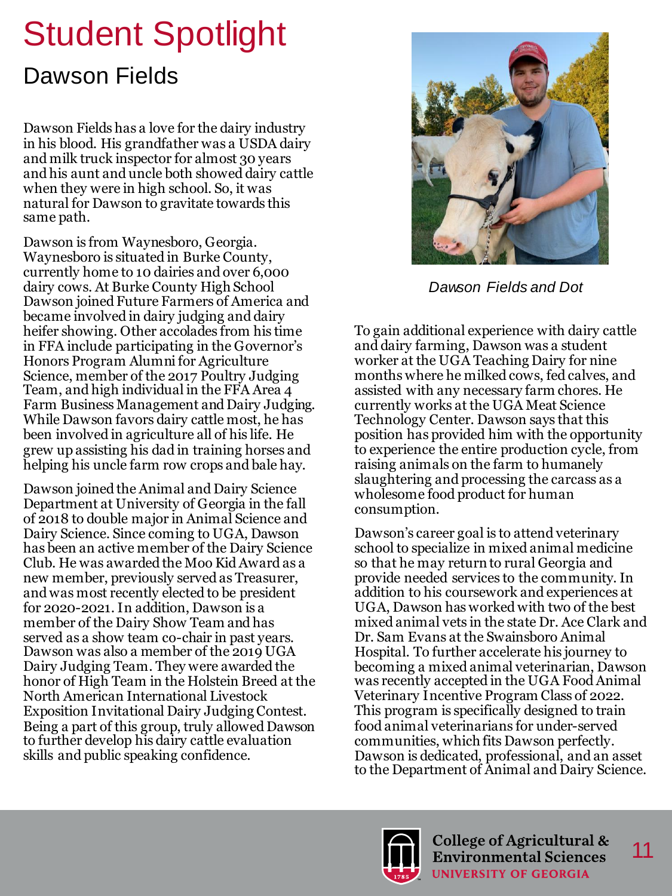# Student Spotlight

## Dawson Fields

Dawson Fields has a love for the dairy industry in his blood. His grandfather was a USDA dairy and milk truck inspector for almost 30 years and his aunt and uncle both showed dairy cattle when they were in high school. So, it was natural for Dawson to gravitate towards this same path.

Dawson is from Waynesboro, Georgia. Waynesboro is situated in Burke County, currently home to 10 dairies and over 6,000 dairy cows. At Burke County High School Dawson joined Future Farmers of America and became involved in dairy judging and dairy heifer showing. Other accolades from his time in FFA include participating in the Governor's Honors Program Alumni for Agriculture Science, member of the 2017 Poultry Judging Team, and high individual in the FFA Area 4 Farm Business Management and Dairy Judging. While Dawson favors dairy cattle most, he has been involved in agriculture all of his life. He grew up assisting his dad in training horses and helping his uncle farm row crops and bale hay.

Dawson joined the Animal and Dairy Science Department at University of Georgia in the fall of 2018 to double major in Animal Science and Dairy Science. Since coming to UGA, Dawson has been an active member of the Dairy Science Club. He was awarded the Moo Kid Award as a new member, previously served as Treasurer, and was most recently elected to be president for 2020-2021. In addition, Dawson is a member of the Dairy Show Team and has served as a show team co-chair in past years. Dawson was also a member of the 2019 UGA Dairy Judging Team. They were awarded the honor of High Team in the Holstein Breed at the North American International Livestock Exposition Invitational Dairy Judging Contest. Being a part of this group, truly allowed Dawson to further develop his dairy cattle evaluation skills and public speaking confidence.

*Dawson Fields and Dot*

To gain additional experience with dairy cattle and dairy farming, Dawson was a student worker at the UGA Teaching Dairy for nine months where he milked cows, fed calves, and assisted with any necessary farm chores. He currently works at the UGA Meat Science Technology Center. Dawson says that this position has provided him with the opportunity to experience the entire production cycle, from raising animals on the farm to humanely slaughtering and processing the carcass as a wholesome food product for human consumption.

Dawson's career goal is to attend veterinary school to specialize in mixed animal medicine so that he may return to rural Georgia and provide needed services to the community. In addition to his coursework and experiences at UGA, Dawson has worked with two of the best mixed animal vets in the state Dr. Ace Clark and Dr. Sam Evans at the Swainsboro Animal Hospital. To further accelerate his journey to becoming a mixed animal veterinarian, Dawson was recently accepted in the UGA Food Animal Veterinary Incentive Program Class of 2022. This program is specifically designed to train food animal veterinarians for under-served communities, which fits Dawson perfectly. Dawson is dedicated, professional, and an asset to the Department of Animal and Dairy Science.

College of Agricultural & Environmental Sciences
UNIVERSITY OF GEORGIA